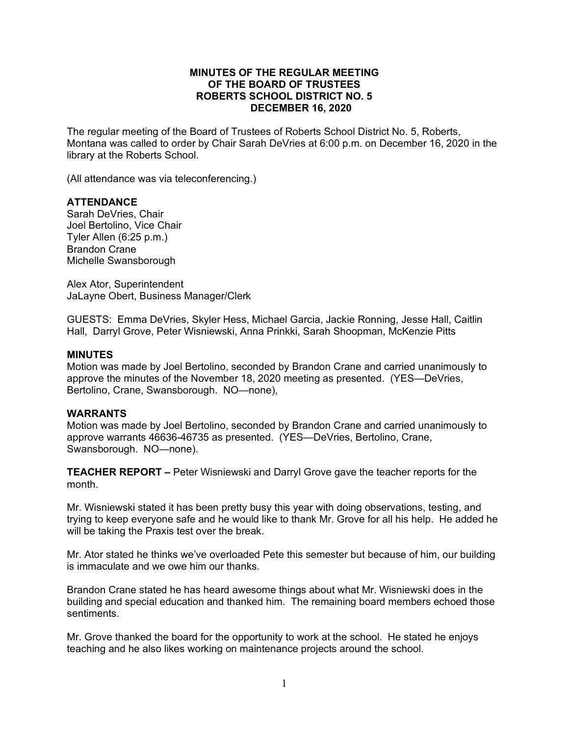# MINUTES OF THE REGULAR MEETING OF THE BOARD OF TRUSTEES ROBERTS SCHOOL DISTRICT NO. 5 DECEMBER 16, 2020

The regular meeting of the Board of Trustees of Roberts School District No. 5, Roberts, Montana was called to order by Chair Sarah DeVries at 6:00 p.m. on December 16, 2020 in the library at the Roberts School.

(All attendance was via teleconferencing.)

**ATTENDANCE**

Sarah DeVries, Chair
Joel Bertolino, Vice Chair
Tyler Allen (6:25 p.m.)
Brandon Crane
Michelle Swansborough

Alex Ator, Superintendent
JaLayne Obert, Business Manager/Clerk

GUESTS: Emma DeVries, Skyler Hess, Michael Garcia, Jackie Ronning, Jesse Hall, Caitlin Hall, Darryl Grove, Peter Wisniewski, Anna Prinkki, Sarah Shoopman, McKenzie Pitts

**MINUTES**

Motion was made by Joel Bertolino, seconded by Brandon Crane and carried unanimously to approve the minutes of the November 18, 2020 meeting as presented. (YES—DeVries, Bertolino, Crane, Swansborough. NO—none),

**WARRANTS**

Motion was made by Joel Bertolino, seconded by Brandon Crane and carried unanimously to approve warrants 46636-46735 as presented. (YES—DeVries, Bertolino, Crane, Swansborough. NO—none).

**TEACHER REPORT –** Peter Wisniewski and Darryl Grove gave the teacher reports for the month.

Mr. Wisniewski stated it has been pretty busy this year with doing observations, testing, and trying to keep everyone safe and he would like to thank Mr. Grove for all his help. He added he will be taking the Praxis test over the break.

Mr. Ator stated he thinks we've overloaded Pete this semester but because of him, our building is immaculate and we owe him our thanks.

Brandon Crane stated he has heard awesome things about what Mr. Wisniewski does in the building and special education and thanked him. The remaining board members echoed those sentiments.

Mr. Grove thanked the board for the opportunity to work at the school. He stated he enjoys teaching and he also likes working on maintenance projects around the school.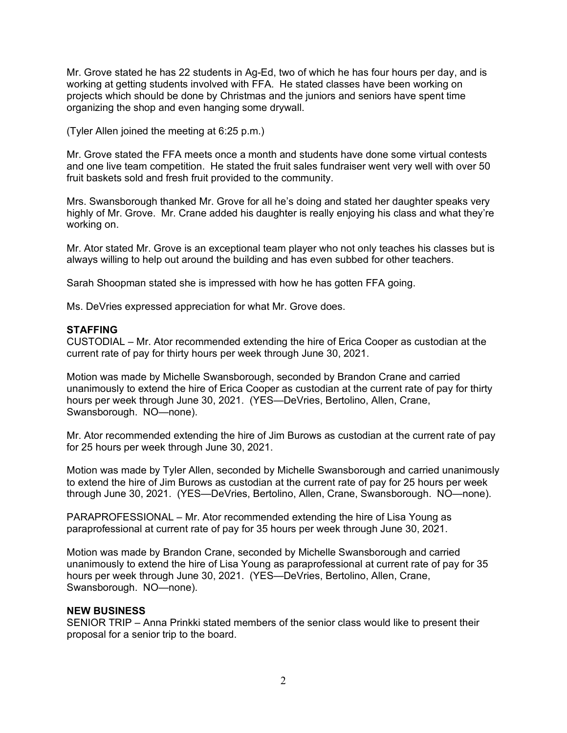Mr. Grove stated he has 22 students in Ag-Ed, two of which he has four hours per day, and is working at getting students involved with FFA. He stated classes have been working on projects which should be done by Christmas and the juniors and seniors have spent time organizing the shop and even hanging some drywall.

(Tyler Allen joined the meeting at 6:25 p.m.)

Mr. Grove stated the FFA meets once a month and students have done some virtual contests and one live team competition. He stated the fruit sales fundraiser went very well with over 50 fruit baskets sold and fresh fruit provided to the community.

Mrs. Swansborough thanked Mr. Grove for all he's doing and stated her daughter speaks very highly of Mr. Grove. Mr. Crane added his daughter is really enjoying his class and what they're working on.

Mr. Ator stated Mr. Grove is an exceptional team player who not only teaches his classes but is always willing to help out around the building and has even subbed for other teachers.

Sarah Shoopman stated she is impressed with how he has gotten FFA going.

Ms. DeVries expressed appreciation for what Mr. Grove does.

**STAFFING**

CUSTODIAL – Mr. Ator recommended extending the hire of Erica Cooper as custodian at the current rate of pay for thirty hours per week through June 30, 2021.

Motion was made by Michelle Swansborough, seconded by Brandon Crane and carried unanimously to extend the hire of Erica Cooper as custodian at the current rate of pay for thirty hours per week through June 30, 2021. (YES—DeVries, Bertolino, Allen, Crane, Swansborough. NO—none).

Mr. Ator recommended extending the hire of Jim Burows as custodian at the current rate of pay for 25 hours per week through June 30, 2021.

Motion was made by Tyler Allen, seconded by Michelle Swansborough and carried unanimously to extend the hire of Jim Burows as custodian at the current rate of pay for 25 hours per week through June 30, 2021. (YES—DeVries, Bertolino, Allen, Crane, Swansborough. NO—none).

PARAPROFESSIONAL – Mr. Ator recommended extending the hire of Lisa Young as paraprofessional at current rate of pay for 35 hours per week through June 30, 2021.

Motion was made by Brandon Crane, seconded by Michelle Swansborough and carried unanimously to extend the hire of Lisa Young as paraprofessional at current rate of pay for 35 hours per week through June 30, 2021. (YES—DeVries, Bertolino, Allen, Crane, Swansborough. NO—none).

**NEW BUSINESS**

SENIOR TRIP – Anna Prinkki stated members of the senior class would like to present their proposal for a senior trip to the board.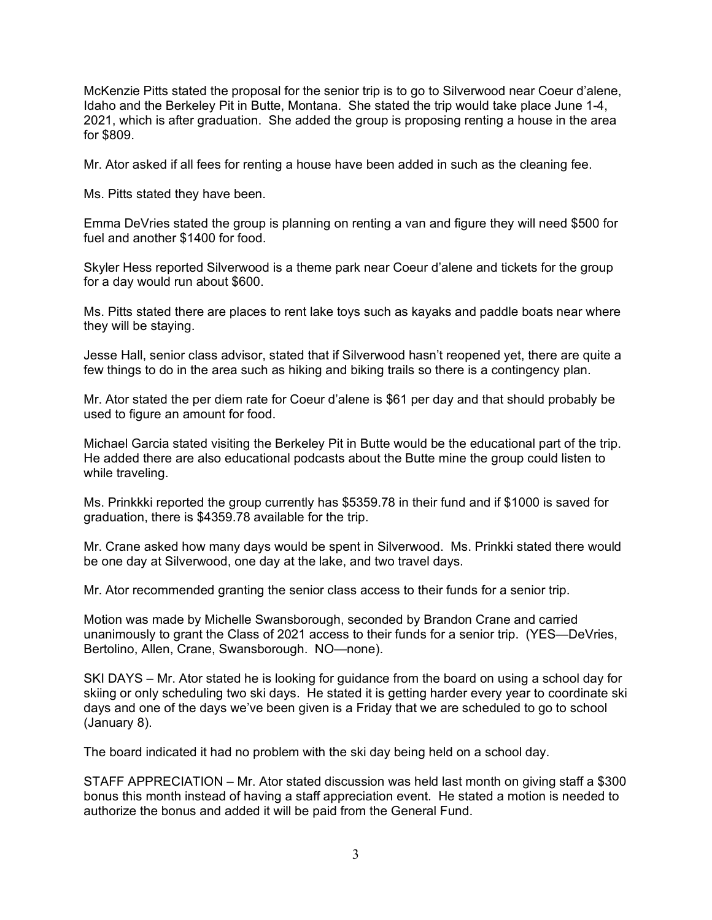McKenzie Pitts stated the proposal for the senior trip is to go to Silverwood near Coeur d'alene, Idaho and the Berkeley Pit in Butte, Montana. She stated the trip would take place June 1-4, 2021, which is after graduation. She added the group is proposing renting a house in the area for $809.

Mr. Ator asked if all fees for renting a house have been added in such as the cleaning fee.

Ms. Pitts stated they have been.

Emma DeVries stated the group is planning on renting a van and figure they will need $500 for fuel and another $1400 for food.

Skyler Hess reported Silverwood is a theme park near Coeur d'alene and tickets for the group for a day would run about $600.

Ms. Pitts stated there are places to rent lake toys such as kayaks and paddle boats near where they will be staying.

Jesse Hall, senior class advisor, stated that if Silverwood hasn't reopened yet, there are quite a few things to do in the area such as hiking and biking trails so there is a contingency plan.

Mr. Ator stated the per diem rate for Coeur d'alene is $61 per day and that should probably be used to figure an amount for food.

Michael Garcia stated visiting the Berkeley Pit in Butte would be the educational part of the trip. He added there are also educational podcasts about the Butte mine the group could listen to while traveling.

Ms. Prinkkki reported the group currently has $5359.78 in their fund and if $1000 is saved for graduation, there is $4359.78 available for the trip.

Mr. Crane asked how many days would be spent in Silverwood. Ms. Prinkki stated there would be one day at Silverwood, one day at the lake, and two travel days.

Mr. Ator recommended granting the senior class access to their funds for a senior trip.

Motion was made by Michelle Swansborough, seconded by Brandon Crane and carried unanimously to grant the Class of 2021 access to their funds for a senior trip. (YES—DeVries, Bertolino, Allen, Crane, Swansborough. NO—none).

SKI DAYS – Mr. Ator stated he is looking for guidance from the board on using a school day for skiing or only scheduling two ski days. He stated it is getting harder every year to coordinate ski days and one of the days we've been given is a Friday that we are scheduled to go to school (January 8).

The board indicated it had no problem with the ski day being held on a school day.

STAFF APPRECIATION – Mr. Ator stated discussion was held last month on giving staff a $300 bonus this month instead of having a staff appreciation event. He stated a motion is needed to authorize the bonus and added it will be paid from the General Fund.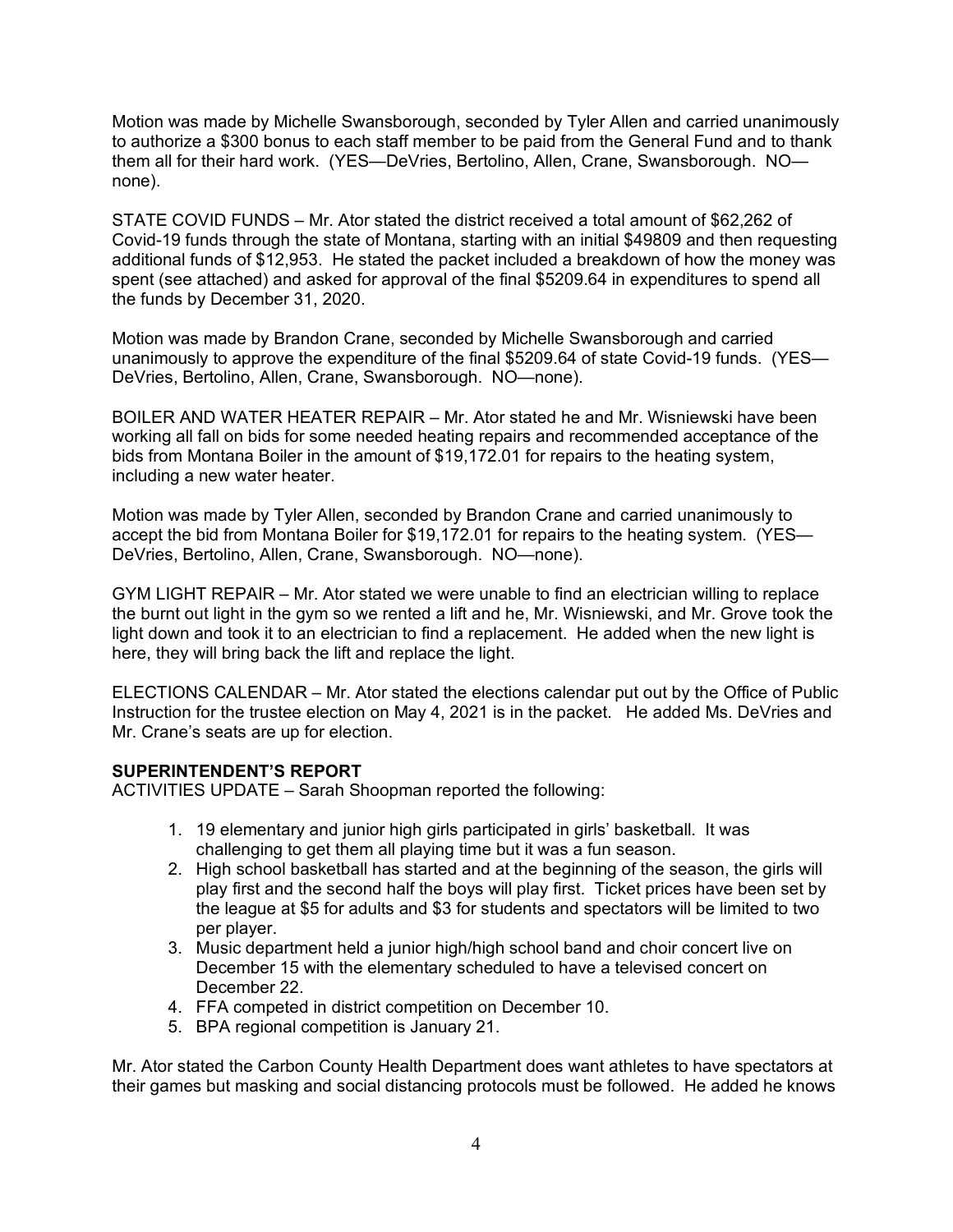Motion was made by Michelle Swansborough, seconded by Tyler Allen and carried unanimously to authorize a $300 bonus to each staff member to be paid from the General Fund and to thank them all for their hard work. (YES—DeVries, Bertolino, Allen, Crane, Swansborough. NO—none).

STATE COVID FUNDS – Mr. Ator stated the district received a total amount of $62,262 of Covid-19 funds through the state of Montana, starting with an initial $49809 and then requesting additional funds of $12,953. He stated the packet included a breakdown of how the money was spent (see attached) and asked for approval of the final $5209.64 in expenditures to spend all the funds by December 31, 2020.

Motion was made by Brandon Crane, seconded by Michelle Swansborough and carried unanimously to approve the expenditure of the final $5209.64 of state Covid-19 funds. (YES—DeVries, Bertolino, Allen, Crane, Swansborough. NO—none).

BOILER AND WATER HEATER REPAIR – Mr. Ator stated he and Mr. Wisniewski have been working all fall on bids for some needed heating repairs and recommended acceptance of the bids from Montana Boiler in the amount of $19,172.01 for repairs to the heating system, including a new water heater.

Motion was made by Tyler Allen, seconded by Brandon Crane and carried unanimously to accept the bid from Montana Boiler for $19,172.01 for repairs to the heating system. (YES—DeVries, Bertolino, Allen, Crane, Swansborough. NO—none).

GYM LIGHT REPAIR – Mr. Ator stated we were unable to find an electrician willing to replace the burnt out light in the gym so we rented a lift and he, Mr. Wisniewski, and Mr. Grove took the light down and took it to an electrician to find a replacement. He added when the new light is here, they will bring back the lift and replace the light.

ELECTIONS CALENDAR – Mr. Ator stated the elections calendar put out by the Office of Public Instruction for the trustee election on May 4, 2021 is in the packet. He added Ms. DeVries and Mr. Crane's seats are up for election.

**SUPERINTENDENT'S REPORT**

ACTIVITIES UPDATE – Sarah Shoopman reported the following:

1. 19 elementary and junior high girls participated in girls' basketball. It was challenging to get them all playing time but it was a fun season.
2. High school basketball has started and at the beginning of the season, the girls will play first and the second half the boys will play first. Ticket prices have been set by the league at $5 for adults and $3 for students and spectators will be limited to two per player.
3. Music department held a junior high/high school band and choir concert live on December 15 with the elementary scheduled to have a televised concert on December 22.
4. FFA competed in district competition on December 10.
5. BPA regional competition is January 21.

Mr. Ator stated the Carbon County Health Department does want athletes to have spectators at their games but masking and social distancing protocols must be followed. He added he knows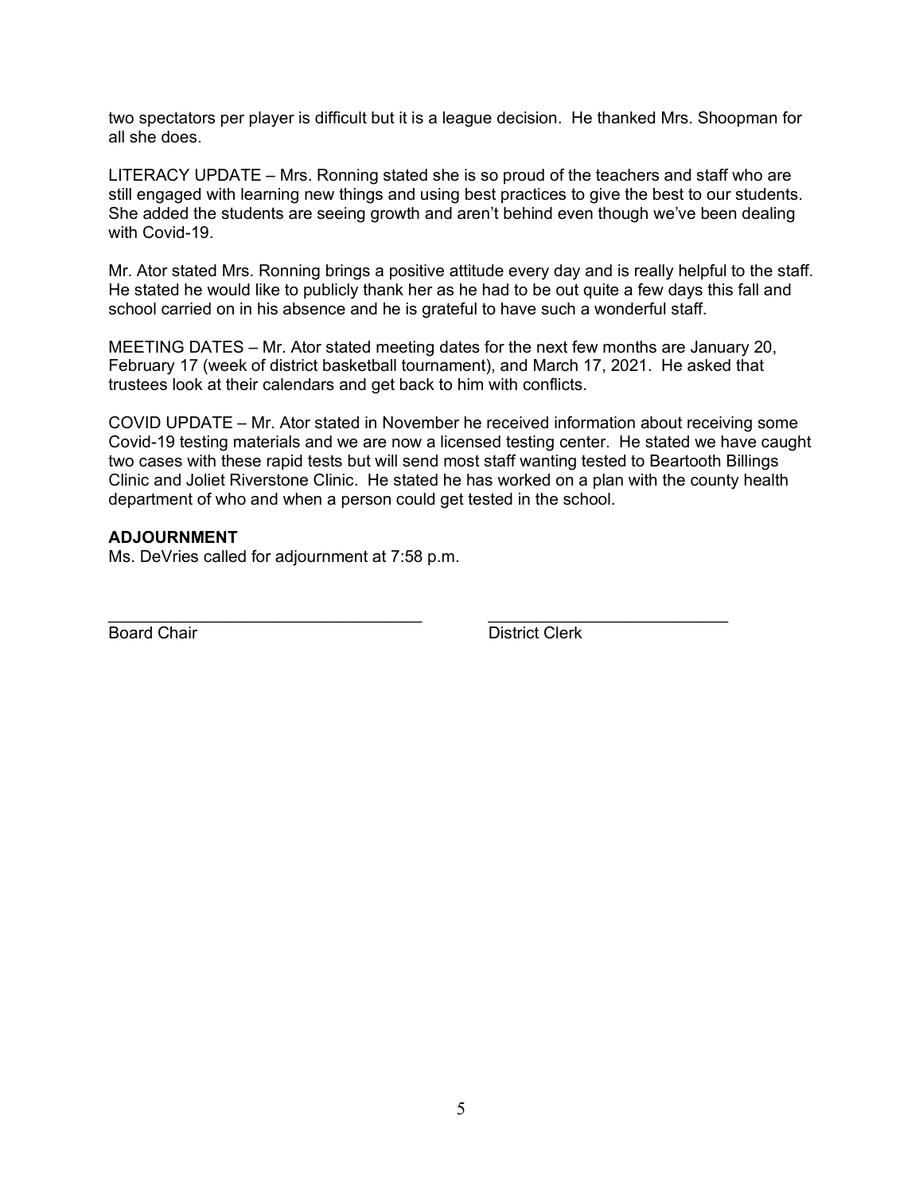two spectators per player is difficult but it is a league decision. He thanked Mrs. Shoopman for all she does.

LITERACY UPDATE – Mrs. Ronning stated she is so proud of the teachers and staff who are still engaged with learning new things and using best practices to give the best to our students. She added the students are seeing growth and aren't behind even though we've been dealing with Covid-19.

Mr. Ator stated Mrs. Ronning brings a positive attitude every day and is really helpful to the staff. He stated he would like to publicly thank her as he had to be out quite a few days this fall and school carried on in his absence and he is grateful to have such a wonderful staff.

MEETING DATES – Mr. Ator stated meeting dates for the next few months are January 20, February 17 (week of district basketball tournament), and March 17, 2021. He asked that trustees look at their calendars and get back to him with conflicts.

COVID UPDATE – Mr. Ator stated in November he received information about receiving some Covid-19 testing materials and we are now a licensed testing center. He stated we have caught two cases with these rapid tests but will send most staff wanting tested to Beartooth Billings Clinic and Joliet Riverstone Clinic. He stated he has worked on a plan with the county health department of who and when a person could get tested in the school.

**ADJOURNMENT**

Ms. DeVries called for adjournment at 7:58 p.m.

\_\_\_\_\_\_\_\_\_\_\_\_\_\_\_\_\_\_\_\_\_\_\_\_\_\_\_\_\_\_\_\_\_\_ \_\_\_\_\_\_\_\_\_\_\_\_\_\_\_\_\_\_\_\_\_\_\_\_\_\_

Board Chair District Clerk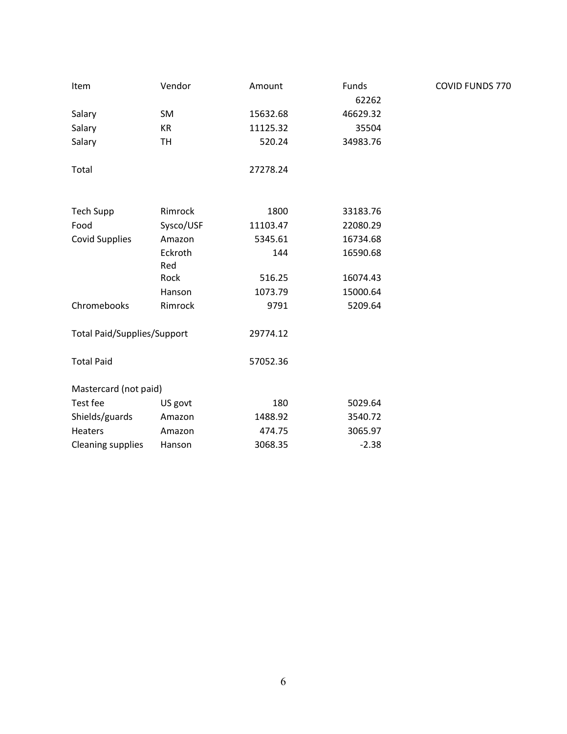| Item | Vendor | Amount | Funds | COVID FUNDS 770 |
|---|---|---|---|---|
| | | | 62262 | |
| Salary | SM | 15632.68 | 46629.32 | |
| Salary | KR | 11125.32 | 35504 | |
| Salary | TH | 520.24 | 34983.76 | |
| Total | | 27278.24 | | |
| Tech Supp | Rimrock | 1800 | 33183.76 | |
| Food | Sysco/USF | 11103.47 | 22080.29 | |
| Covid Supplies | Amazon | 5345.61 | 16734.68 | |
| | Eckroth | 144 | 16590.68 | |
| | Red Rock | 516.25 | 16074.43 | |
| | Hanson | 1073.79 | 15000.64 | |
| Chromebooks | Rimrock | 9791 | 5209.64 | |
| Total Paid/Supplies/Support | | 29774.12 | | |
| Total Paid | | 57052.36 | | |
| Mastercard (not paid) | | | | |
| Test fee | US govt | 180 | 5029.64 | |
| Shields/guards | Amazon | 1488.92 | 3540.72 | |
| Heaters | Amazon | 474.75 | 3065.97 | |
| Cleaning supplies | Hanson | 3068.35 | -2.38 | |